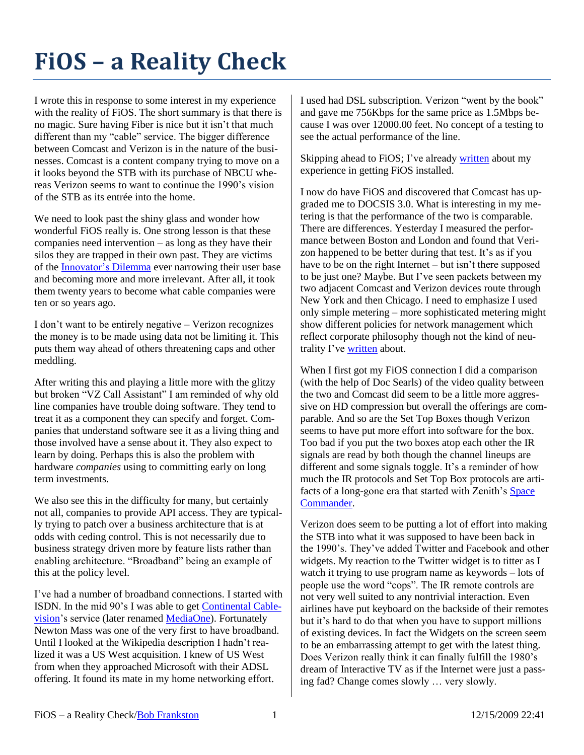# FiOS – a Reality Check

I wrote this in response to some interest in my experience with the reality of FiOS. The short summary is that there is no magic. Sure having Fiber is nice but it isn't that much different than my "cable" service. The bigger difference between Comcast and Verizon is in the nature of the businesses. Comcast is a content company trying to move on a it looks beyond the STB with its purchase of NBCU whereas Verizon seems to want to continue the 1990's vision of the STB as its entrée into the home.

We need to look past the shiny glass and wonder how wonderful FiOS really is. One strong lesson is that these companies need intervention – as long as they have their silos they are trapped in their own past. They are victims of the Innovator's Dilemma ever narrowing their user base and becoming more and more irrelevant. After all, it took them twenty years to become what cable companies were ten or so years ago.

I don't want to be entirely negative – Verizon recognizes the money is to be made using data not be limiting it. This puts them way ahead of others threatening caps and other meddling.

After writing this and playing a little more with the glitzy but broken "VZ Call Assistant" I am reminded of why old line companies have trouble doing software. They tend to treat it as a component they can specify and forget. Companies that understand software see it as a living thing and those involved have a sense about it. They also expect to learn by doing. Perhaps this is also the problem with hardware *companies* using to committing early on long term investments.

We also see this in the difficulty for many, but certainly not all, companies to provide API access. They are typically trying to patch over a business architecture that is at odds with ceding control. This is not necessarily due to business strategy driven more by feature lists rather than enabling architecture. "Broadband" being an example of this at the policy level.

I've had a number of broadband connections. I started with ISDN. In the mid 90's I was able to get Continental Cablevision's service (later renamed MediaOne). Fortunately Newton Mass was one of the very first to have broadband. Until I looked at the Wikipedia description I hadn't realized it was a US West acquisition. I knew of US West from when they approached Microsoft with their ADSL offering. It found its mate in my home networking effort.

I used had DSL subscription. Verizon "went by the book" and gave me 756Kbps for the same price as 1.5Mbps because I was over 12000.00 feet. No concept of a testing to see the actual performance of the line.

Skipping ahead to FiOS; I've already written about my experience in getting FiOS installed.

I now do have FiOS and discovered that Comcast has upgraded me to DOCSIS 3.0. What is interesting in my metering is that the performance of the two is comparable. There are differences. Yesterday I measured the performance between Boston and London and found that Verizon happened to be better during that test. It's as if you have to be on the right Internet – but isn't there supposed to be just one? Maybe. But I've seen packets between my two adjacent Comcast and Verizon devices route through New York and then Chicago. I need to emphasize I used only simple metering – more sophisticated metering might show different policies for network management which reflect corporate philosophy though not the kind of neutrality I've written about.

When I first got my FiOS connection I did a comparison (with the help of Doc Searls) of the video quality between the two and Comcast did seem to be a little more aggressive on HD compression but overall the offerings are comparable. And so are the Set Top Boxes though Verizon seems to have put more effort into software for the box. Too bad if you put the two boxes atop each other the IR signals are read by both though the channel lineups are different and some signals toggle. It's a reminder of how much the IR protocols and Set Top Box protocols are artifacts of a long-gone era that started with Zenith's Space Commander.

Verizon does seem to be putting a lot of effort into making the STB into what it was supposed to have been back in the 1990's. They've added Twitter and Facebook and other widgets. My reaction to the Twitter widget is to titter as I watch it trying to use program name as keywords – lots of people use the word "cops". The IR remote controls are not very well suited to any nontrivial interaction. Even airlines have put keyboard on the backside of their remotes but it's hard to do that when you have to support millions of existing devices. In fact the Widgets on the screen seem to be an embarrassing attempt to get with the latest thing. Does Verizon really think it can finally fulfill the 1980's dream of Interactive TV as if the Internet were just a passing fad? Change comes slowly … very slowly.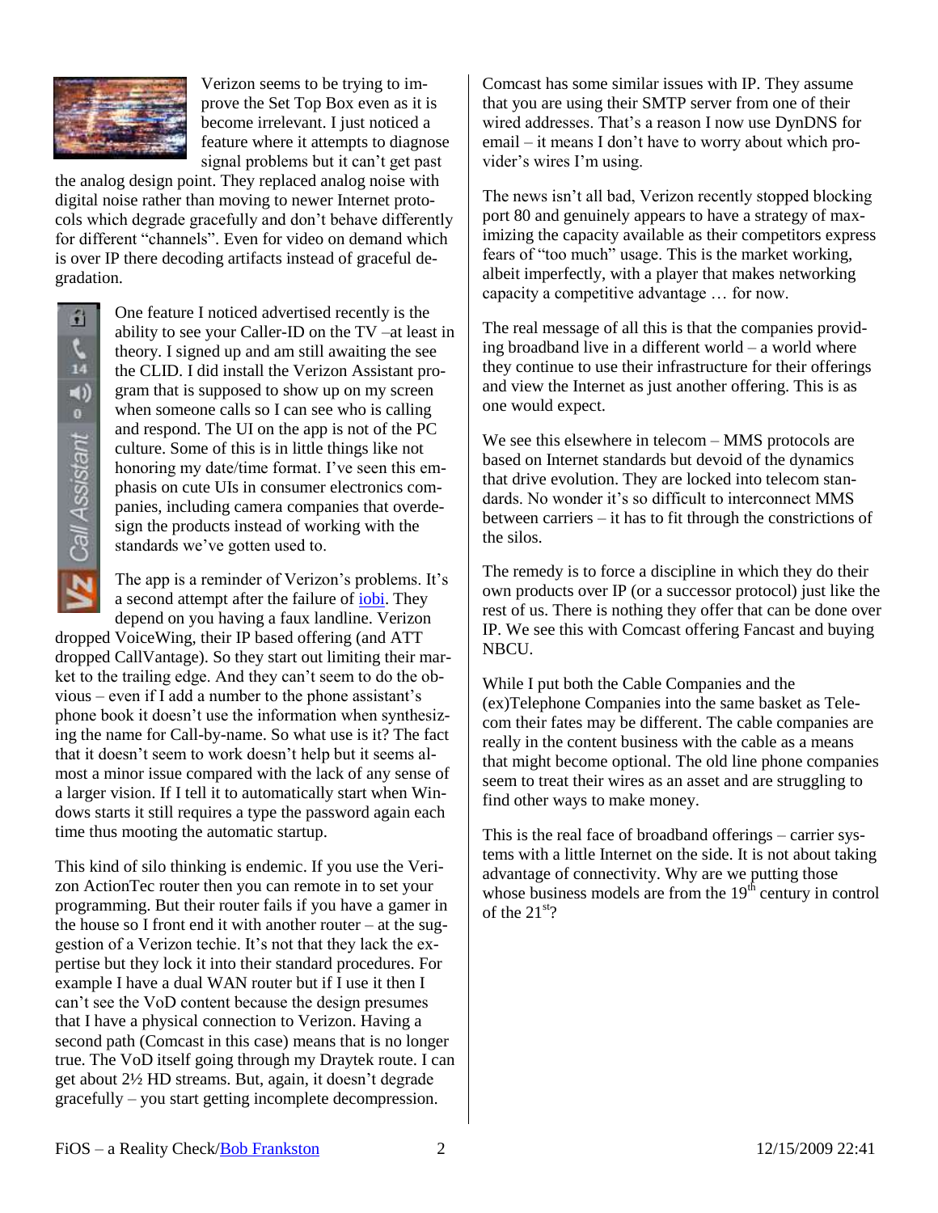Verizon seems to be trying to improve the Set Top Box even as it is become irrelevant. I just noticed a feature where it attempts to diagnose signal problems but it can't get past the analog design point. They replaced analog noise with digital noise rather than moving to newer Internet protocols which degrade gracefully and don't behave differently for different "channels". Even for video on demand which is over IP there decoding artifacts instead of graceful degradation.

One feature I noticed advertised recently is the ability to see your Caller-ID on the TV –at least in theory. I signed up and am still awaiting the see the CLID. I did install the Verizon Assistant program that is supposed to show up on my screen when someone calls so I can see who is calling and respond. The UI on the app is not of the PC culture. Some of this is in little things like not honoring my date/time format. I've seen this emphasis on cute UIs in consumer electronics companies, including camera companies that overdesign the products instead of working with the standards we've gotten used to.

The app is a reminder of Verizon's problems. It's a second attempt after the failure of [iobi](). They depend on you having a faux landline. Verizon dropped VoiceWing, their IP based offering (and ATT dropped CallVantage). So they start out limiting their market to the trailing edge. And they can't seem to do the obvious – even if I add a number to the phone assistant's phone book it doesn't use the information when synthesizing the name for Call-by-name. So what use is it? The fact that it doesn't seem to work doesn't help but it seems almost a minor issue compared with the lack of any sense of a larger vision. If I tell it to automatically start when Windows starts it still requires a type the password again each time thus mooting the automatic startup.

This kind of silo thinking is endemic. If you use the Verizon ActionTec router then you can remote in to set your programming. But their router fails if you have a gamer in the house so I front end it with another router – at the suggestion of a Verizon techie. It's not that they lack the expertise but they lock it into their standard procedures. For example I have a dual WAN router but if I use it then I can't see the VoD content because the design presumes that I have a physical connection to Verizon. Having a second path (Comcast in this case) means that is no longer true. The VoD itself going through my Draytek route. I can get about 2½ HD streams. But, again, it doesn't degrade gracefully – you start getting incomplete decompression.

Comcast has some similar issues with IP. They assume that you are using their SMTP server from one of their wired addresses. That's a reason I now use DynDNS for email – it means I don't have to worry about which provider's wires I'm using.

The news isn't all bad, Verizon recently stopped blocking port 80 and genuinely appears to have a strategy of maximizing the capacity available as their competitors express fears of "too much" usage. This is the market working, albeit imperfectly, with a player that makes networking capacity a competitive advantage … for now.

The real message of all this is that the companies providing broadband live in a different world – a world where they continue to use their infrastructure for their offerings and view the Internet as just another offering. This is as one would expect.

We see this elsewhere in telecom – MMS protocols are based on Internet standards but devoid of the dynamics that drive evolution. They are locked into telecom standards. No wonder it's so difficult to interconnect MMS between carriers – it has to fit through the constrictions of the silos.

The remedy is to force a discipline in which they do their own products over IP (or a successor protocol) just like the rest of us. There is nothing they offer that can be done over IP. We see this with Comcast offering Fancast and buying NBCU.

While I put both the Cable Companies and the (ex)Telephone Companies into the same basket as Telecom their fates may be different. The cable companies are really in the content business with the cable as a means that might become optional. The old line phone companies seem to treat their wires as an asset and are struggling to find other ways to make money.

This is the real face of broadband offerings – carrier systems with a little Internet on the side. It is not about taking advantage of connectivity. Why are we putting those whose business models are from the 19th century in control of the 21st?